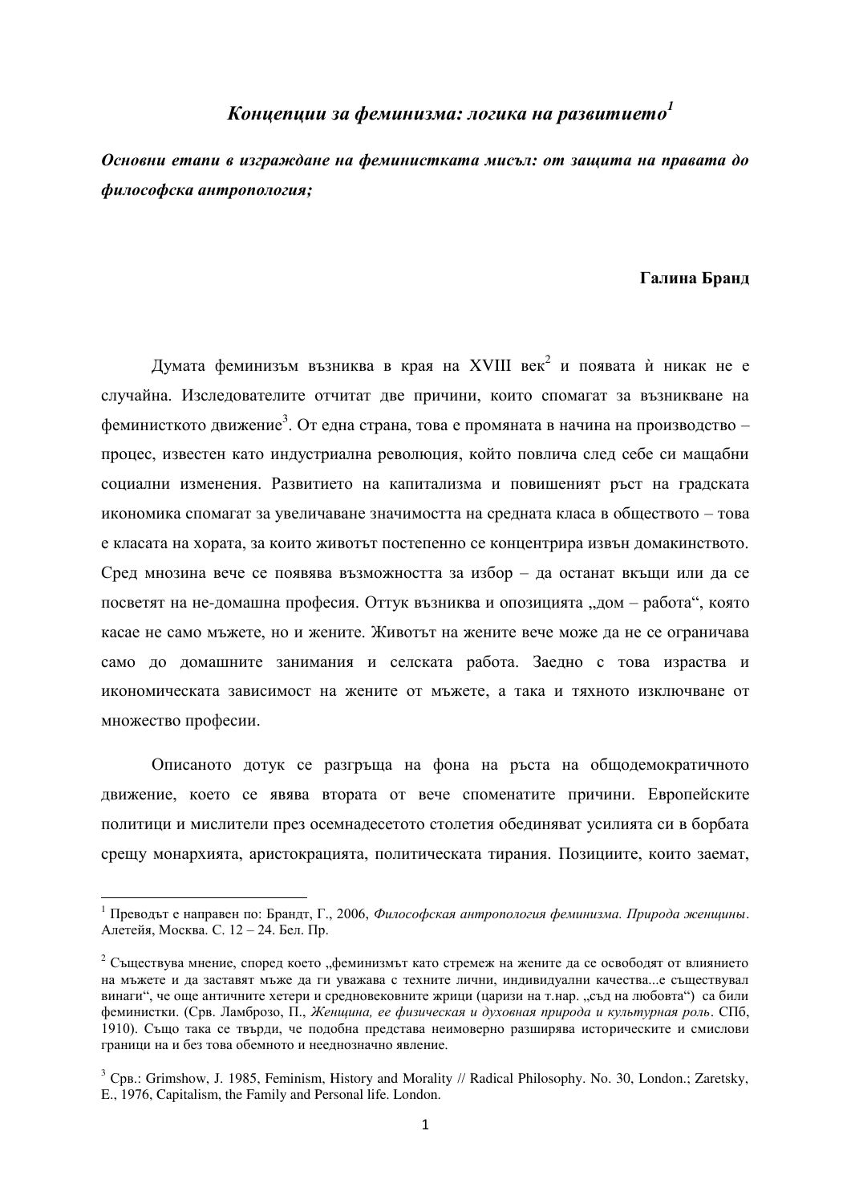# *Концепции за феминизма: логика на развитието*[1]

***Основни етапи в изграждане на феминистката мисъл: от защита на правата до философска антропология;***

**Галина Бранд**

Думата феминизъм възниква в края на XVIII век[2] и появата ѝ никак не е случайна. Изследователите отчитат две причини, които спомагат за възникване на феминисткото движение[3]. От една страна, това е промяната в начина на производство – процес, известен като индустриална революция, който повлича след себе си мащабни социални изменения. Развитието на капитализма и повишеният ръст на градската икономика спомагат за увеличаване значимостта на средната класа в обществото – това е класата на хората, за които животът постепенно се концентрира извън домакинството. Сред мнозина вече се появява възможността за избор – да останат вкъщи или да се посветят на не-домашна професия. Оттук възниква и опозицията „дом – работа“, която касае не само мъжете, но и жените. Животът на жените вече може да не се ограничава само до домашните занимания и селската работа. Заедно с това израства и икономическата зависимост на жените от мъжете, а така и тяхното изключване от множество професии.

Описаното дотук се разгръща на фона на ръста на общодемократичното движение, което се явява втората от вече споменатите причини. Европейските политици и мислители през осемнадесетото столетия обединяват усилията си в борбата срещу монархията, аристокрацията, политическата тирания. Позициите, които заемат,

---

[1] Преводът е направен по: Брандт, Г., 2006, *Философская антропология феминизма. Природа женщины*. Алетейя, Москва. С. 12 – 24. Бел. Пр.

[2] Съществува мнение, според което „феминизмът като стремеж на жените да се освободят от влиянието на мъжете и да заставят мъже да ги уважава с техните лични, индивидуални качества...е съществувал винаги“, че още античните хетери и средновековните жрици (царизи на т.нар. „съд на любовта“) са били феминистки. (Срв. Ламброзо, П., *Женщина, ее физическая и духовная природа и культурная роль*. СПб, 1910). Също така се твърди, че подобна представа неимоверно разширява историческите и смислови граници на и без това обемното и нееднозначно явление.

[3] Срв.: Grimshow, J. 1985, Feminism, History and Morality // Radical Philosophy. No. 30, London.; Zaretsky, E., 1976, Capitalism, the Family and Personal life. London.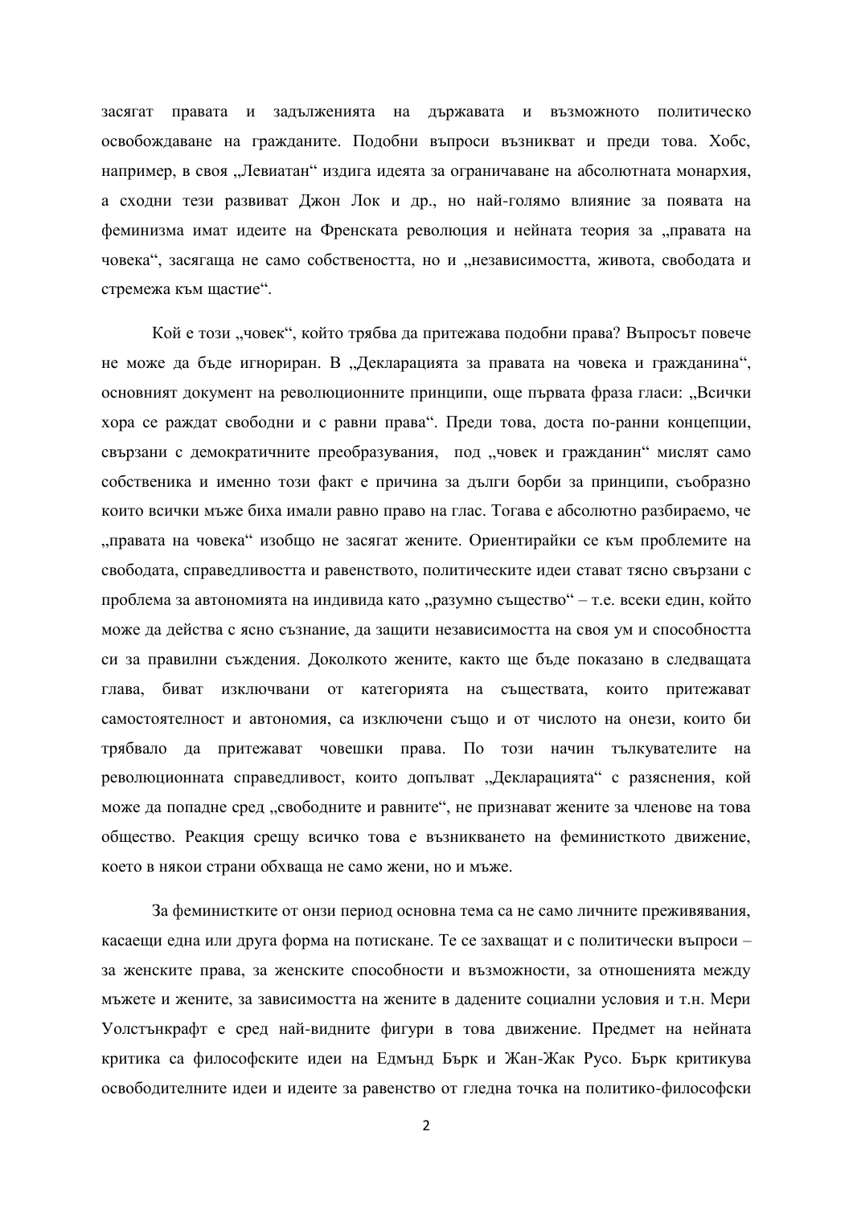засягат правата и задълженията на държавата и възможното политическо освобождаване на гражданите. Подобни въпроси възникват и преди това. Хобс, например, в своя „Левиатан“ издига идеята за ограничаване на абсолютната монархия, а сходни тези развиват Джон Лок и др., но най-голямо влияние за появата на феминизма имат идеите на Френската революция и нейната теория за „правата на човека“, засягаща не само собствеността, но и „независимостта, живота, свободата и стремежа към щастие“.

Кой е този „човек“, който трябва да притежава подобни права? Въпросът повече не може да бъде игнориран. В „Декларацията за правата на човека и гражданина“, основният документ на революционните принципи, още първата фраза гласи: „Всички хора се раждат свободни и с равни права“. Преди това, доста по-ранни концепции, свързани с демократичните преобразувания, под „човек и гражданин“ мислят само собственика и именно този факт е причина за дълги борби за принципи, съобразно които всички мъже биха имали равно право на глас. Тогава е абсолютно разбираемо, че „правата на човека“ изобщо не засягат жените. Ориентирайки се към проблемите на свободата, справедливостта и равенството, политическите идеи стават тясно свързани с проблема за автономията на индивида като „разумно същество“ – т.е. всеки един, който може да действа с ясно съзнание, да защити независимостта на своя ум и способността си за правилни съждения. Доколкото жените, както ще бъде показано в следващата глава, биват изключвани от категорията на съществата, които притежават самостоятелност и автономия, са изключени също и от числото на онези, които би трябвало да притежават човешки права. По този начин тълкувателите на революционната справедливост, които допълват „Декларацията“ с разяснения, кой може да попадне сред „свободните и равните“, не признават жените за членове на това общество. Реакция срещу всичко това е възникването на феминисткото движение, което в някои страни обхваща не само жени, но и мъже.

За феминистките от онзи период основна тема са не само личните преживявания, касаещи една или друга форма на потискане. Те се захващат и с политически въпроси – за женските права, за женските способности и възможности, за отношенията между мъжете и жените, за зависимостта на жените в дадените социални условия и т.н. Мери Уолстънкрафт е сред най-видните фигури в това движение. Предмет на нейната критика са философските идеи на Едмънд Бърк и Жан-Жак Русо. Бърк критикува освободителните идеи и идеите за равенство от гледна точка на политико-философски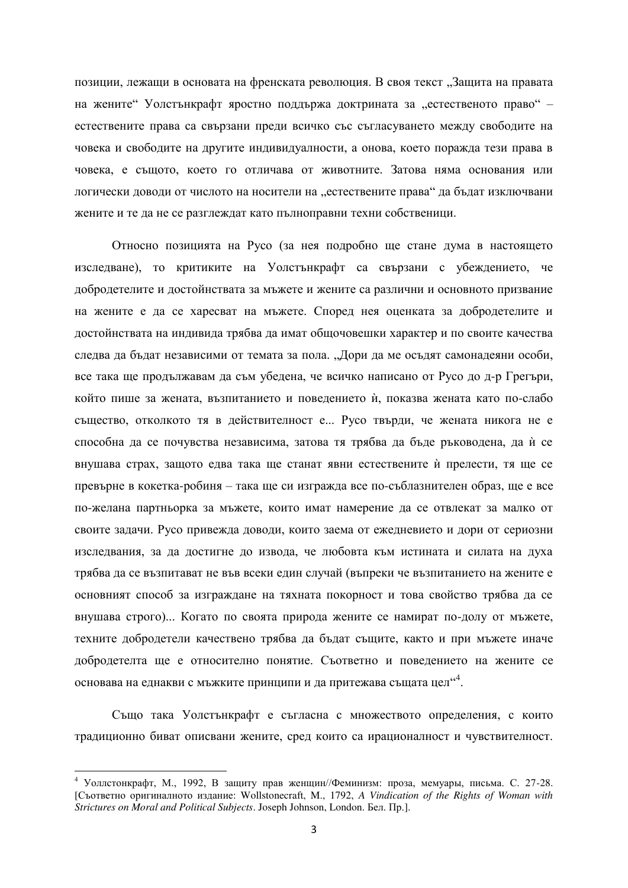позиции, лежащи в основата на френската революция. В своя текст „Защита на правата на жените" Уолстънкрафт яростно поддържа доктрината за „естественото право" – естествените права са свързани преди всичко със съгласуването между свободите на човека и свободите на другите индивидуалности, а онова, което поражда тези права в човека, е същото, което го отличава от животните. Затова няма основания или логически доводи от числото на носители на „естествените права" да бъдат изключвани жените и те да не се разглеждат като пълноправни техни собственици.

Относно позицията на Русо (за нея подробно ще стане дума в настоящето изследване), то критиките на Уолстънкрафт са свързани с убеждението, че добродетелите и достойнствата за мъжете и жените са различни и основното призвание на жените е да се харесват на мъжете. Според нея оценката за добродетелите и достойнствата на индивида трябва да имат общочовешки характер и по своите качества следва да бъдат независими от темата за пола. „Дори да ме осъдят самонадеяни особи, все така ще продължавам да съм убедена, че всичко написано от Русо до д-р Грегъри, който пише за жената, възпитанието и поведението ѝ, показва жената като по-слабо същество, отколкото тя в действителност е... Русо твърди, че жената никога не е способна да се почувства независима, затова тя трябва да бъде ръководена, да ѝ се внушава страх, защото едва така ще станат явни естествените ѝ прелести, тя ще се превърне в кокетка-робиня – така ще си изгражда все по-съблазнителен образ, ще е все по-желана партньорка за мъжете, които имат намерение да се отвлекат за малко от своите задачи. Русо привежда доводи, които заема от ежедневието и дори от сериозни изследвания, за да достигне до извода, че любовта към истината и силата на духа трябва да се възпитават не във всеки един случай (въпреки че възпитанието на жените е основният способ за изграждане на тяхната покорност и това свойство трябва да се внушава строго)... Когато по своята природа жените се намират по-долу от мъжете, техните добродетели качествено трябва да бъдат същите, както и при мъжете иначе добродетелта ще е относително понятие. Съответно и поведението на жените се основава на еднакви с мъжките принципи и да притежава същата цел"[4].

Също така Уолстънкрафт е съгласна с множеството определения, с които традиционно биват описвани жените, сред които са ирационалност и чувствителност.

---

[4] Уоллстонкрафт, М., 1992, В защиту прав женщин//Феминизм: проза, мемуары, письма. С. 27-28. [Съответно оригиналното издание: Wollstonecraft, M., 1792, *A Vindication of the Rights of Woman with Strictures on Moral and Political Subjects*. Joseph Johnson, London. Бел. Пр.].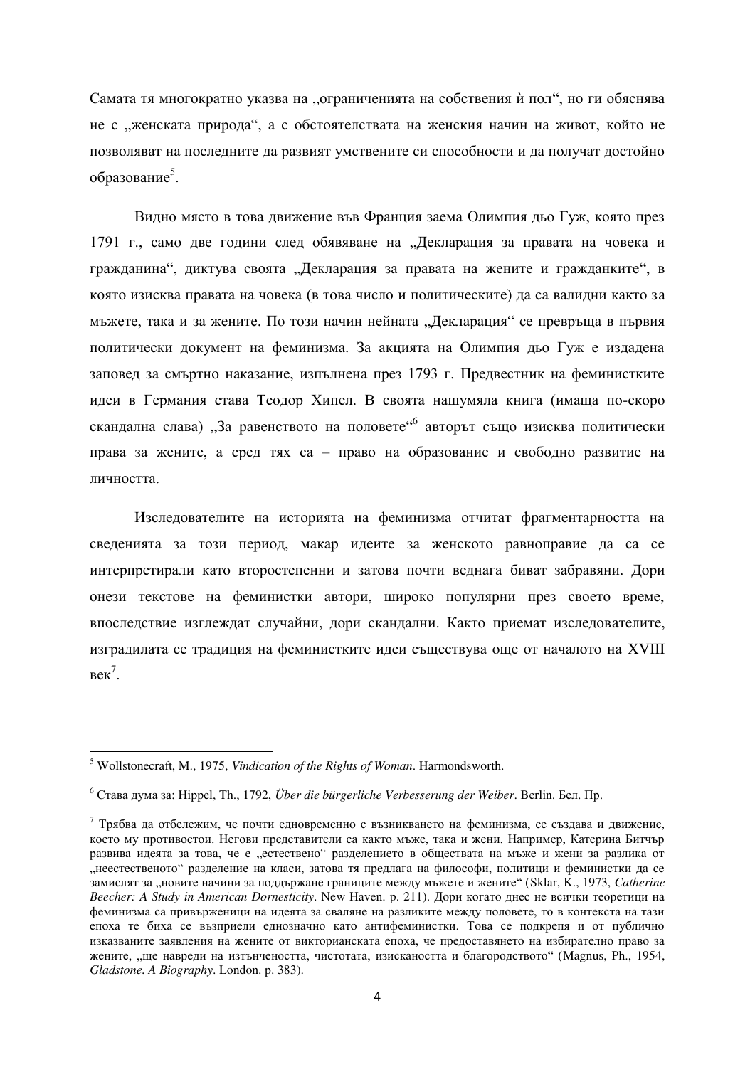Самата тя многократно указва на „ограниченията на собствения ѝ пол“, но ги обяснява не с „женската природа“, а с обстоятелствата на женския начин на живот, който не позволяват на последните да развият умствените си способности и да получат достойно образование[5].

Видно място в това движение във Франция заема Олимпия дьо Гуж, която през 1791 г., само две години след обявяване на „Декларация за правата на човека и гражданина“, диктува своята „Декларация за правата на жените и гражданките“, в която изисква правата на човека (в това число и политическите) да са валидни както за мъжете, така и за жените. По този начин нейната „Декларация“ се превръща в първия политически документ на феминизма. За акцията на Олимпия дьо Гуж е издадена заповед за смъртно наказание, изпълнена през 1793 г. Предвестник на феминистките идеи в Германия става Теодор Хипел. В своята нашумяла книга (имаща по-скоро скандална слава) „За равенството на половете“[6] авторът също изисква политически права за жените, а сред тях са – право на образование и свободно развитие на личността.

Изследователите на историята на феминизма отчитат фрагментарността на сведенията за този период, макар идеите за женското равноправие да са се интерпретирали като второстепенни и затова почти веднага биват забравяни. Дори онези текстове на феминистки автори, широко популярни през своето време, впоследствие изглеждат случайни, дори скандални. Както приемат изследователите, изградилата се традиция на феминистките идеи съществува още от началото на XVIII век[7].

---

[5] Wollstonecraft, M., 1975, *Vindication of the Rights of Woman*. Harmondsworth.

[6] Става дума за: Hippel, Th., 1792, *Über die bürgerliche Verbesserung der Weiber*. Berlin. Бел. Пр.

[7] Трябва да отбележим, че почти едновременно с възникването на феминизма, се създава и движение, което му противостои. Негови представители са както мъже, така и жени. Например, Катерина Битчър развива идеята за това, че е „естествено“ разделението в обществата на мъже и жени за разлика от „неестественото“ разделение на класи, затова тя предлага на философи, политици и феминистки да се замислят за „новите начини за поддържане границите между мъжете и жените“ (Sklar, K., 1973, *Catherine Beecher: A Study in American Dornesticity*. New Haven. p. 211). Дори когато днес не всички теоретици на феминизма са привърженици на идеята за сваляне на разликите между половете, то в контекста на тази епоха те биха се възприели еднозначно като антифеминистки. Това се подкрепя и от публично изказваните заявления на жените от викторианската епоха, че предоставянето на избирателно право за жените, „ще навреди на изтънчеността, чистотата, изискаността и благородството“ (Magnus, Ph., 1954, *Gladstone. A Biography*. London. p. 383).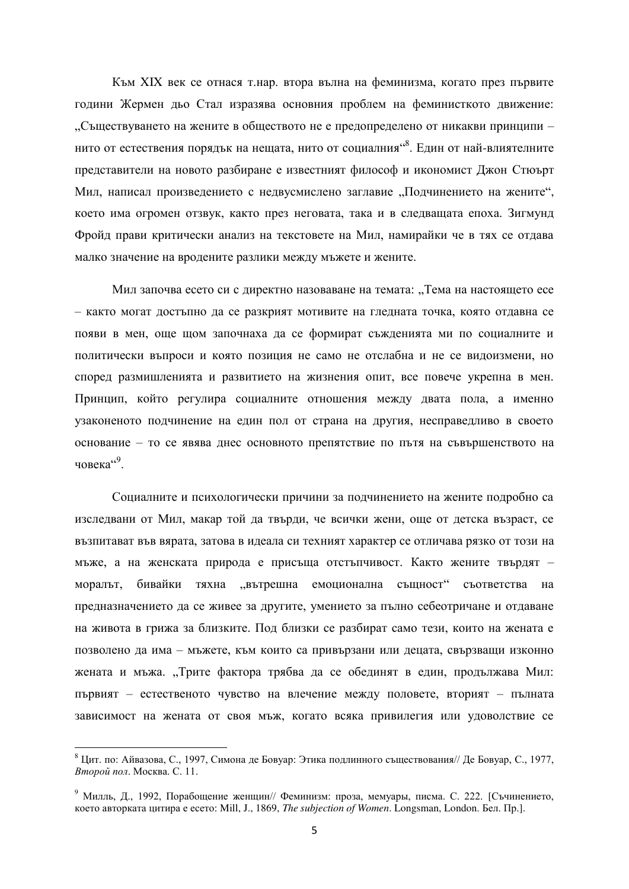Към XIX век се отнася т.нар. втора вълна на феминизма, когато през първите години Жермен дьо Стал изразява основния проблем на феминисткото движение: „Съществуването на жените в обществото не е предопределено от никакви принципи – нито от естествения порядък на нещата, нито от социалния“[8]. Един от най-влиятелните представители на новото разбиране е известният философ и икономист Джон Стюърт Мил, написал произведението с недвусмислено заглавие „Подчинението на жените“, което има огромен отзвук, както през неговата, така и в следващата епоха. Зигмунд Фройд прави критически анализ на текстовете на Мил, намирайки че в тях се отдава малко значение на вродените разлики между мъжете и жените.

Мил започва есето си с директно назоваване на темата: „Тема на настоящето есе – както могат достъпно да се разкрият мотивите на гледната точка, която отдавна се появи в мен, още щом започнаха да се формират сжденията ми по социалните и политически въпроси и която позиция не само не отслабна и не се видоизмени, но според размишленията и развитието на жизнения опит, все повече укрепна в мен. Принцип, който регулира социалните отношения между двата пола, а именно узаконеното подчинение на един пол от страна на другия, несправедливо в своето основание – то се явява днес основното препятствие по пътя на съвършенството на човека“[9].

Социалните и психологически причини за подчинението на жените подробно са изследвани от Мил, макар той да твърди, че всички жени, още от детска възраст, се възпитават във вярата, затова в идеала си техният характер се отличава рязко от този на мъже, а на женската природа е присъща отстъпчивост. Както жените твърдят – моралът, бивайки тяхна „вътрешна емоционална същност“ съответства на предназначението да се живее за другите, умението за пълно себеотричане и отдаване на живота в грижа за близките. Под близки се разбират само тези, които на жената е позволено да има – мъжете, към които са привързани или децата, свързващи изконно жената и мъжа. „Трите фактора трябва да се обединят в един, продължава Мил: първият – естественото чувство на влечение между половете, вторият – пълната зависимост на жената от своя мъж, когато всяка привилегия или удоволствие се

---

[8] Цит. по: Айвазова, С., 1997, Симона де Бовуар: Этика подлинного существования// Де Бовуар, С., 1977, *Второй пол*. Москва. С. 11.

[9] Милль, Д., 1992, Порабощение женщин// Феминизм: проза, мемуары, писма. С. 222. [Съчинението, което авторката цитира е есето: Mill, J., 1869, *The subjection of Women*. Longsman, London. Бел. Пр.].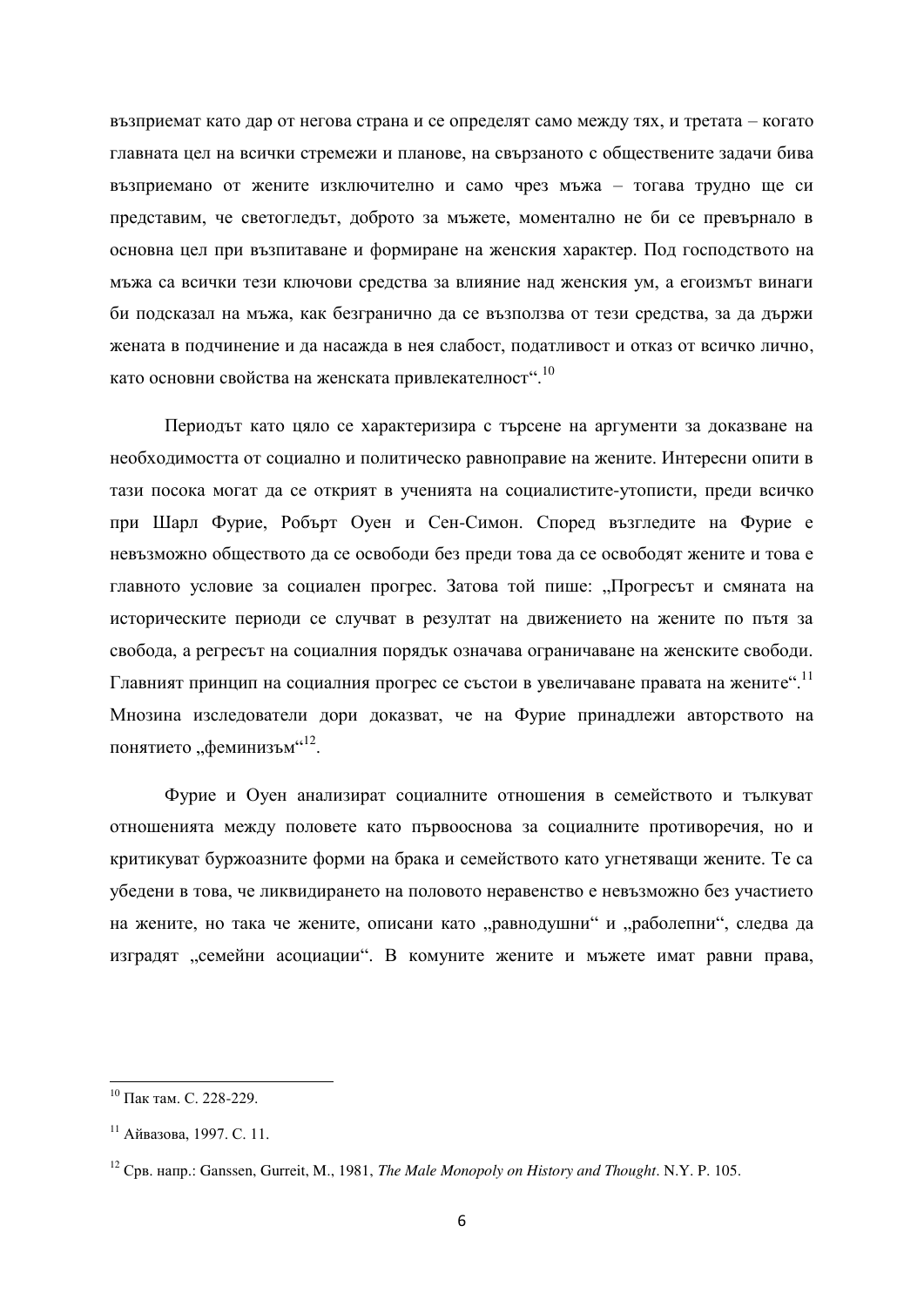възприемат като дар от негова страна и се определят само между тях, и третата – когато главната цел на всички стремежи и планове, на свързаното с обществените задачи бива възприемано от жените изключително и само чрез мъжа – тогава трудно ще си представим, че светогледът, доброто за мъжете, моментално не би се превърнало в основна цел при възпитаване и формиране на женския характер. Под господството на мъжа са всички тези ключови средства за влияние над женския ум, а егоизмът винаги би подсказал на мъжа, как безгранично да се възползва от тези средства, за да държи жената в подчинение и да насажда в нея слабост, податливост и отказ от всичко лично, като основни свойства на женската привлекателност".[10]

Периодът като цяло се характеризира с търсене на аргументи за доказване на необходимостта от социално и политическо равноправие на жените. Интересни опити в тази посока могат да се открият в ученията на социалистите-утописти, преди всичко при Шарл Фурие, Робърт Оуен и Сен-Симон. Според възгледите на Фурие е невъзможно обществото да се освободи без преди това да се освободят жените и това е главното условие за социален прогрес. Затова той пише: „Прогресът и смяната на историческите периоди се случват в резултат на движението на жените по пътя за свобода, а регресът на социалния порядък означава ограничаване на женските свободи. Главният принцип на социалния прогрес се състои в увеличаване правата на жените".[11] Мнозина изследователи дори доказват, че на Фурие принадлежи авторството на понятието „феминизъм"[12].

Фурие и Оуен анализират социалните отношения в семейството и тълкуват отношенията между половете като първооснова за социалните противоречия, но и критикуват буржоазните форми на брака и семейството като угнетяващи жените. Те са убедени в това, че ликвидирането на половото неравенство е невъзможно без участието на жените, но така че жените, описани като „равнодушни" и „раболепни", следва да изградят „семейни асоциации". В комуните жените и мъжете имат равни права,

---

[10] Пак там. С. 228-229.

[11] Айвазова, 1997. С. 11.

[12] Срв. напр.: Ganssen, Gurreit, M., 1981, *The Male Monopoly on History and Thought*. N.Y. P. 105.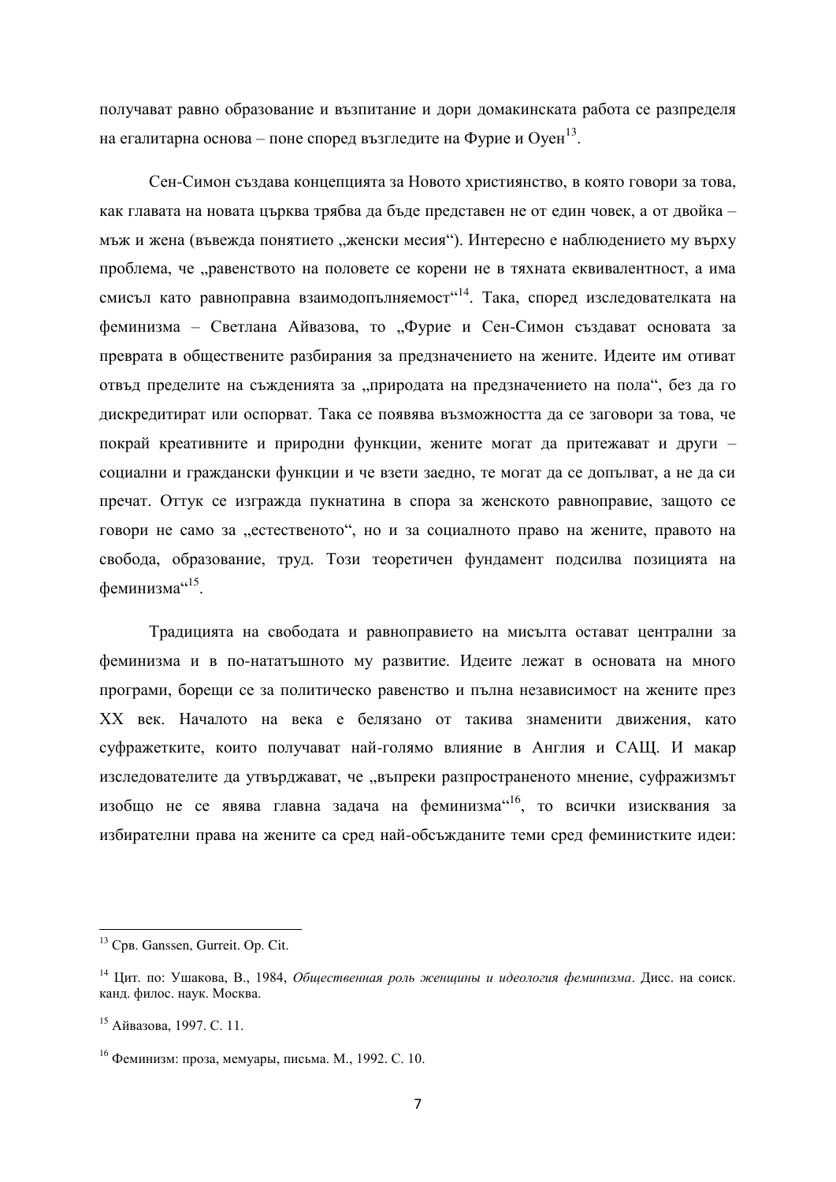получават равно образование и възпитание и дори домакинската работа се разпределя на егалитарна основа – поне според възгледите на Фурие и Оуен[13].

Сен-Симон създава концепцията за Новото християнство, в която говори за това, как главата на новата църква трябва да бъде представен не от един човек, а от двойка – мъж и жена (въвежда понятието „женски месия"). Интересно е наблюдението му върху проблема, че „равенството на половете се корени не в тяхната еквивалентност, а има смисъл като равноправна взаимодопълняемост"[14]. Така, според изследователката на феминизма – Светлана Айвазова, то „Фурие и Сен-Симон създават основата за превратa в обществените разбирания за предзначението на жените. Идеите им отиват отвъд пределите на съжденията за „природата на предзначението на пола", без да го дискредитират или оспорват. Така се появява възможността да се заговори за това, че покрай креативните и природни функции, жените могат да притежават и други – социални и граждански функции и че взети заедно, те могат да се допълват, а не да си пречат. Оттук се изгражда пукнатина в спора за женското равноправие, защото се говори не само за „естественото", но и за социалното право на жените, правото на свобода, образование, труд. Този теоретичен фундамент подсилва позицията на феминизма"[15].

Традицията на свободата и равноправието на мисълта остават централни за феминизма и в по-нататъшното му развитие. Идеите лежат в основата на много програми, борещи се за политическо равенство и пълна независимост на жените през XX век. Началото на века е белязано от такива знаменити движения, като суфражетките, които получават най-голямо влияние в Англия и САЩ. И макар изследователите да утвърждават, че „въпреки разпространеното мнение, суфражизмът изобщо не се явява главна задача на феминизма"[16], то всички изисквания за избирателни права на жените са сред най-обсъжданите теми сред феминистките идеи:

---

[13] Срв. Ganssen, Gurreit. Op. Cit.

[14] Цит. по: Ушакова, В., 1984, *Общественная роль женщины и идеология феминизма*. Дисс. на соиск. канд. филос. наук. Москва.

[15] Айвазова, 1997. С. 11.

[16] Феминизм: проза, мемуары, письма. М., 1992. С. 10.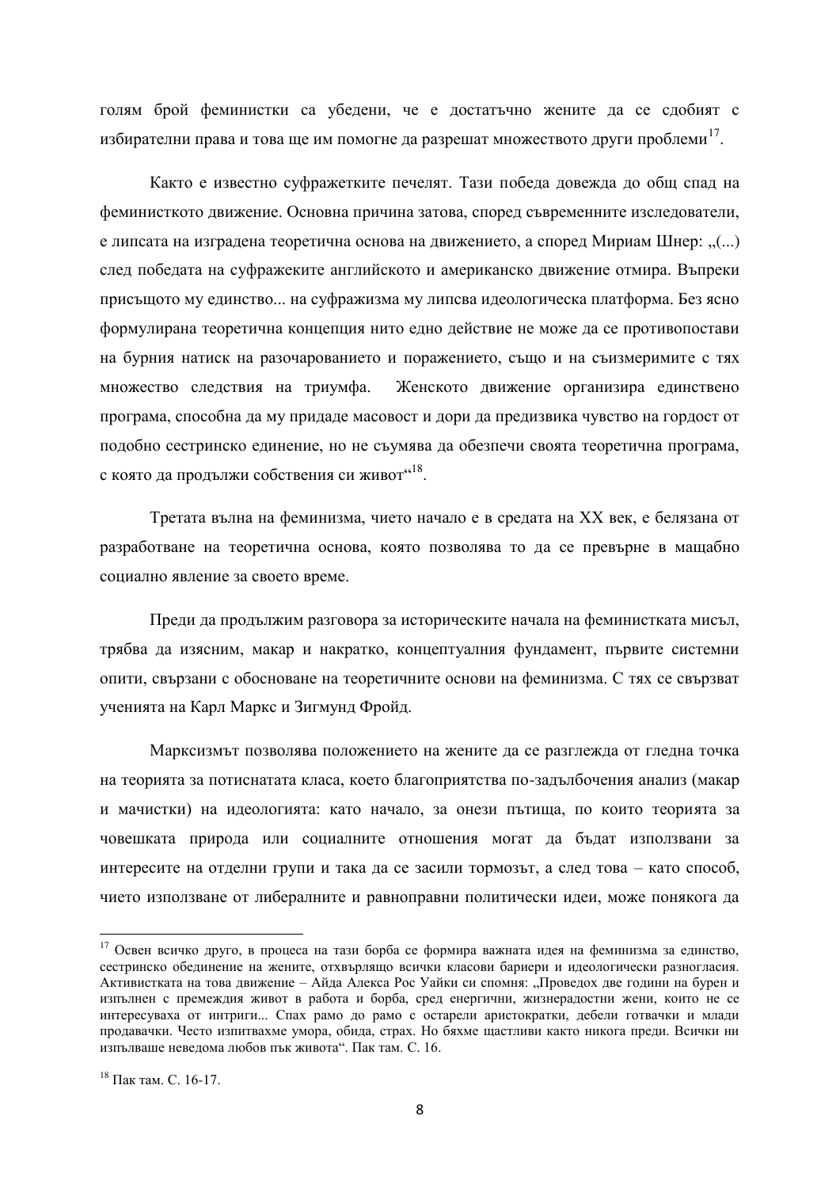голям брой феминистки са убедени, че е достатъчно жените да се сдобият с избирателни права и това ще им помогне да разрешат множеството други проблеми[17].

Както е известно суфражетките печелят. Тази победа довежда до общ спад на феминисткото движение. Основна причина затова, според съвременните изследователи, е липсата на изградена теоретична основа на движението, а според Мириам Шнер: „(...) след победата на суфражеките английското и американско движение отмира. Въпреки присъщото му единство... на суфражизма му липсва идеологическа платформа. Без ясно формулирана теоретична концепция нито едно действие не може да се противопостави на бурния натиск на разочарованието и поражението, също и на съизмеримите с тях множество следствия на триумфа. Женското движение организира единствено програма, способна да му придаде масовост и дори да предизвика чувство на гордост от подобно сестринско единение, но не съумява да обезпечи своята теоретична програма, с която да продължи собствения си живот“[18].

Третата вълна на феминизма, чието начало е в средата на XX век, е белязана от разработване на теоретична основа, която позволява то да се превърне в мащабно социално явление за своето време.

Преди да продължим разговора за историческите начала на феминистката мисъл, трябва да изясним, макар и накратко, концептуалния фундамент, първите системни опити, свързани с обосноване на теоретичните основи на феминизма. С тях се свързват ученията на Карл Маркс и Зигмунд Фройд.

Марксизмът позволява положението на жените да се разглежда от гледна точка на теорията за потиснатата класа, което благоприятства по-задълбочения анализ (макар и мачистки) на идеологията: като начало, за онези пътища, по които теорията за човешката природа или социалните отношения могат да бъдат използвани за интересите на отделни групи и така да се засили тормозът, а след това – като способ, чието използване от либералните и равноправни политически идеи, може понякога да

---

[17] Освен всичко друго, в процеса на тази борба се формира важната идея на феминизма за единство, сестринско обединение на жените, отхвърлящо всички класови бариери и идеологически разногласия. Активистката на това движение – Айда Алекса Рос Уайки си спомня: „Проведох две години на бурен и изпълнен с премеждия живот в работа и борба, сред енергични, жизнерадостни жени, които не се интересуваха от интриги... Спах рамо до рамо с остарели аристократки, дебели готвачки и млади продавачки. Често изпитвахме умора, обида, страх. Но бяхме щастливи както никога преди. Всички ни изпълваше неведома любов пък живота“. Пак там. С. 16.

[18] Пак там. С. 16-17.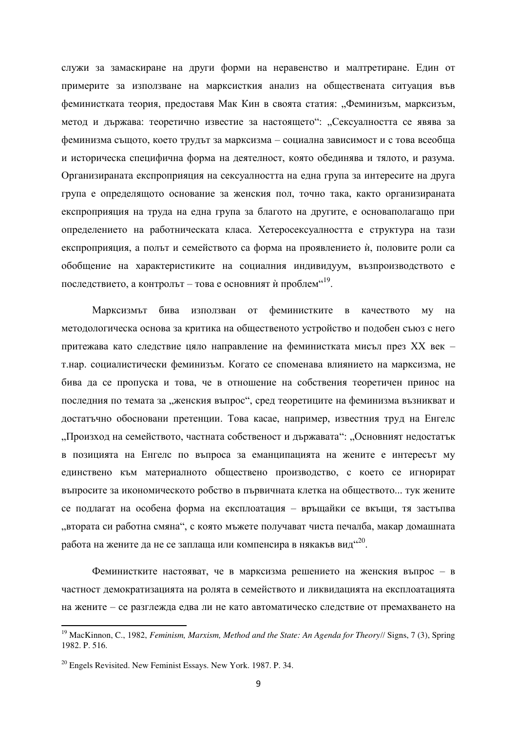служи за замаскиране на други форми на неравенство и малтретиране. Един от примерите за използване на марксисткия анализ на обществената ситуация във феминистката теория, предоставя Мак Кин в своята статия: „Феминизъм, марксизъм, метод и държава: теоретично известие за настоящето": „Сексуалността се явява за феминизма същото, което трудът за марксизма – социална зависимост и с това всеобща и историческа специфична форма на деятелност, която обединява и тялото, и разума. Организираната експроприяция на сексуалността на една група за интересите на друга група е определящото основание за женския пол, точно така, както организираната експроприяция на труда на една група за благото на другите, е основополагащо при определението на работническата класа. Хетеросексуалността е структура на тази експроприяция, а полът и семейството са форма на проявлението ѝ, половите роли са обобщение на характеристиките на социалния индивидуум, възпроизводството е последствието, а контролът – това е основният ѝ проблем"[19].

Марксизмът бива използван от феминистките в качеството му на методологическа основа за критика на общественото устройство и подобен съюз с него притежава като следствие цяло направление на феминистката мисъл през XX век – т.нар. социалистически феминизъм. Когато се споменава влиянието на марксизма, не бива да се пропуска и това, че в отношение на собствения теоретичен принос на последния по темата за „женския въпрос", сред теоретиците на феминизма възникват и достатъчно обосновани претенции. Това касае, например, известния труд на Енгелс „Произход на семейството, частната собственост и държавата": „Основният недостатък в позицията на Енгелс по въпроса за еманципацията на жените е интересът му единствено към материалното обществено производство, с което се игнорират въпросите за икономическото робство в първичната клетка на обществото... тук жените се подлагат на особена форма на експлоатация – връщайки се вкъщи, тя застъпва „втората си работна смяна", с която мъжете получават чиста печалба, макар домашната работа на жените да не се заплаща или компенсира в някакъв вид"[20].

Феминистките настояват, че в марксизма решението на женския въпрос – в частност демократизацията на ролята в семейството и ликвидацията на експлоатацията на жените – се разглежда едва ли не като автоматическо следствие от премахването на

---

[19] MacKinnon, C., 1982, *Feminism, Marxism, Method and the State: An Agenda for Theory*// Signs, 7 (3), Spring 1982. P. 516.

[20] Engels Revisited. New Feminist Essays. New York. 1987. P. 34.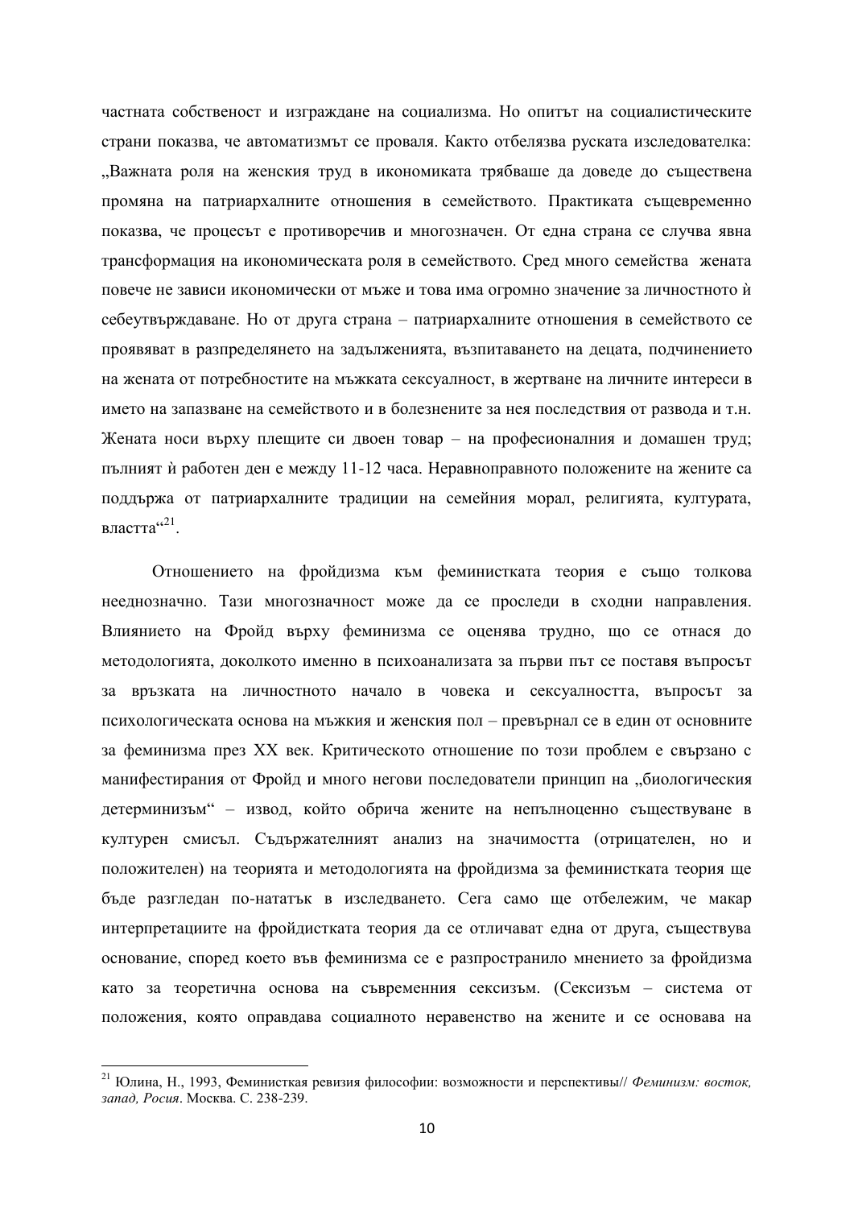частната собственост и изграждане на социализма. Но опитът на социалистическите страни показва, че автоматизмът се проваля. Както отбелязва руската изследователка: „Важната роля на женския труд в икономиката трябваше да доведе до съществена промяна на патриархалните отношения в семейството. Практиката същевременно показва, че процесът е противоречив и многозначен. От една страна се случва явна трансформация на икономическата роля в семейството. Сред много семейства жената повече не зависи икономически от мъже и това има огромно значение за личностното ѝ себеутвърждаване. Но от друга страна – патриархалните отношения в семейството се проявяват в разпределянето на задълженията, възпитаването на децата, подчинението на жената от потребностите на мъжката сексуалност, в жертване на личните интереси в името на запазване на семейството и в болезнените за нея последствия от развода и т.н. Жената носи върху плещите си двоен товар – на професионалния и домашен труд; пълният ѝ работен ден е между 11-12 часа. Неравноправното положените на жените са поддържа от патриархалните традиции на семейния морал, религията, културата, властта"[21].

Отношението на фройдизма към феминистката теория е също толкова нееднозначно. Тази многозначност може да се проследи в сходни направления. Влиянието на Фройд върху феминизма се оценява трудно, що се отнася до методологията, доколкото именно в психоанализата за първи път се поставя въпросът за връзката на личностното начало в човека и сексуалността, въпросът за психологическата основа на мъжкия и женския пол – превърнал се в един от основните за феминизма през XX век. Критическото отношение по този проблем е свързано с манифестирания от Фройд и много негови последователи принцип на „биологическия детерминизъм" – извод, който обрича жените на непълноценно съществуване в културен смисъл. Съдържателният анализ на значимостта (отрицателен, но и положителен) на теорията и методологията на фройдизма за феминистката теория ще бъде разгледан по-нататък в изследването. Сега само ще отбележим, че макар интерпретациите на фройдистката теория да се отличават една от друга, съществува основание, според което във феминизма се е разпространило мнението за фройдизма като за теоретична основа на съвременния сексизъм. (Сексизъм – система от положения, която оправдава социалното неравенство на жените и се основава на

---

[21] Юлина, Н., 1993, Феминисткая ревизия философии: возможности и перспективы// *Феминизм: восток, запад, Росия*. Москва. С. 238-239.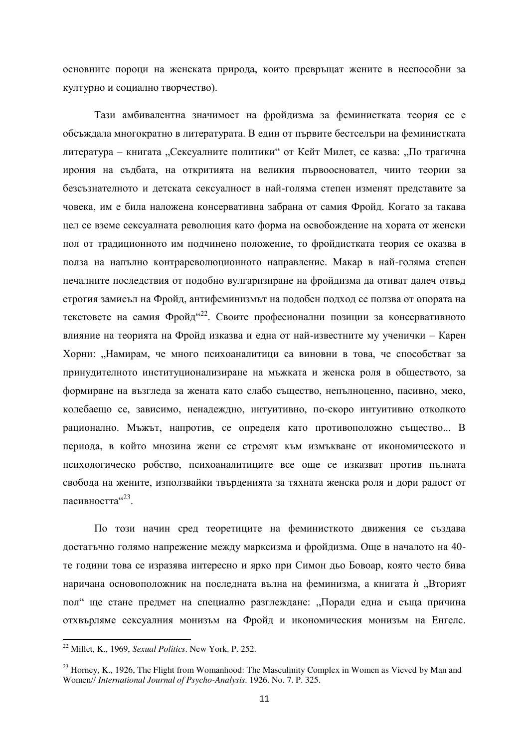основните пороци на женската природа, които превръщат жените в неспособни за културно и социално творчество).

Тази амбивалентна значимост на фройдизма за феминистката теория се е обсъждала многократно в литературата. В един от първите бестселъри на феминистката литература – книгата „Сексуалните политики“ от Кейт Милет, се казва: „По трагична ирония на съдбата, на откритията на великия първоосновател, чиито теории за безсъзнателното и детската сексуалност в най-голяма степен изменят представите за човека, им е била наложена консервативна забрана от самия Фройд. Когато за такава цел се вземе сексуалната революция като форма на освобождение на хората от женски пол от традиционното им подчинено положение, то фройдистката теория се оказва в полза на напълно контрареволюционното направление. Макар в най-голяма степен печалните последствия от подобно вулгаризиране на фройдизма да отиват далеч отвъд строгия замисъл на Фройд, антифеминизмът на подобен подход се ползва от опората на текстовете на самия Фройд“[22]. Своите професионални позиции за консервативното влияние на теорията на Фройд изказва и една от най-известните му ученички – Карен Хорни: „Намирам, че много психоаналитици са виновни в това, че способстват за принудителното институционализиране на мъжката и женска роля в обществото, за формиране на възгледа за жената като слабо същество, непълноценно, пасивно, меко, колебаещо се, зависимо, ненадеждно, интуитивно, по-скоро интуитивно отколкото рационално. Мъжът, напротив, се определя като противоположно същество... В периода, в който мнозина жени се стремят към измъкване от икономическото и психологическо робство, психоаналитиците все още се изказват против пълната свобода на жените, използвайки твърденията за тяхната женска роля и дори радост от пасивността“[23].

По този начин сред теоретиците на феминисткото движения се създава достатъчно голямо напрежение между марксизма и фройдизма. Още в началото на 40-те години това се изразява интересно и ярко при Симон дьо Бовоар, която често бива наричана основоположник на последната вълна на феминизма, а книгата ѝ „Вторият пол“ ще стане предмет на специално разглеждане: „Поради една и съща причина отхвърляме сексуалния монизъм на Фройд и икономическия монизъм на Енгелс.

---

[22] Millet, K., 1969, *Sexual Politics*. New York. P. 252.

[23] Horney, K., 1926, The Flight from Womanhood: The Masculinity Complex in Women as Vieved by Man and Women// *International Journal of Psycho-Analysis*. 1926. No. 7. P. 325.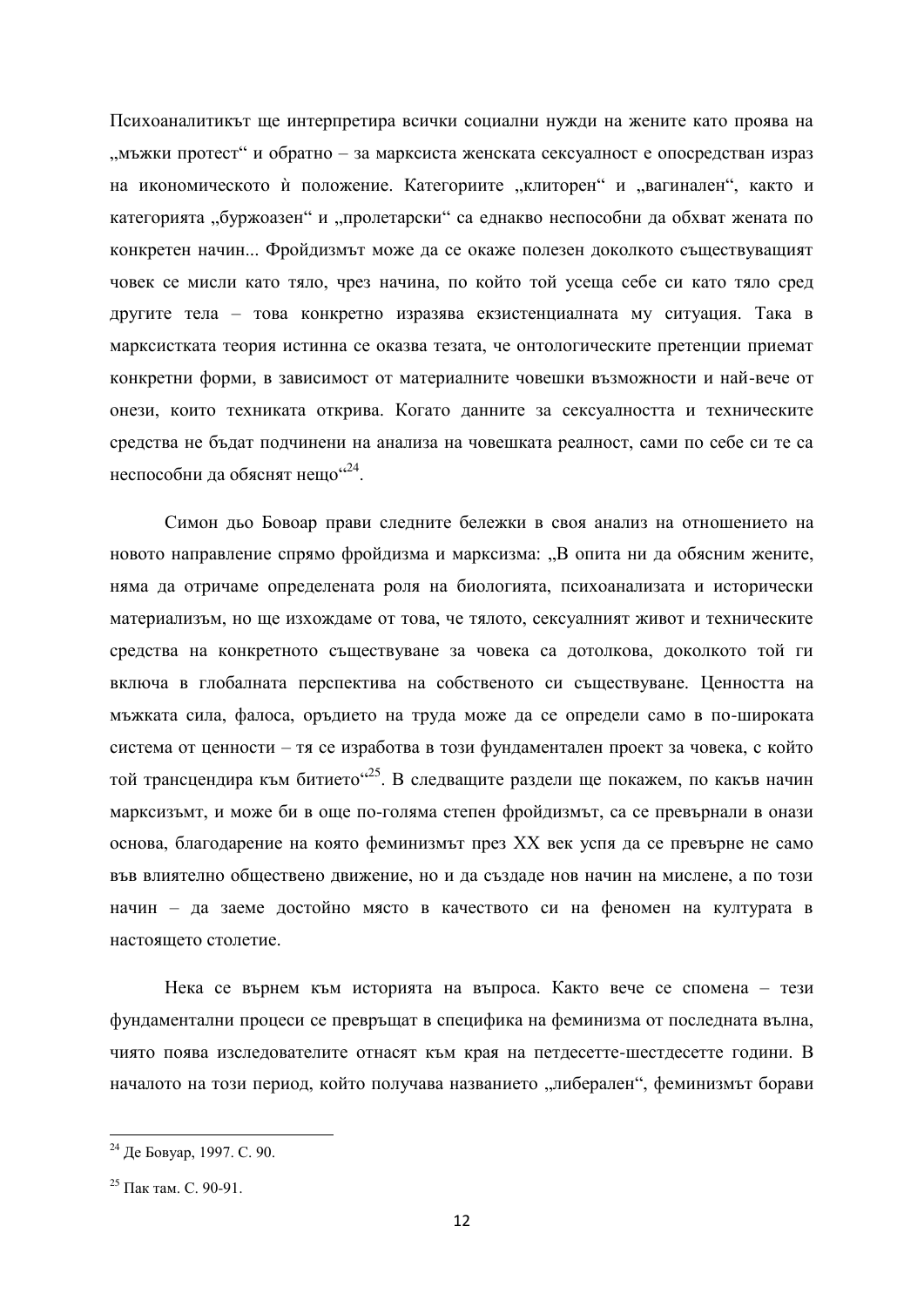Психоаналитикът ще интерпретира всички социални нужди на жените като проява на „мъжки протест“ и обратно – за марксиста женската сексуалност е опосредстван израз на икономическото ѝ положение. Категориите „клиторен“ и „вагинален“, както и категорията „буржоазен“ и „пролетарски“ са еднакво неспособни да обхват жената по конкретен начин... Фройдизмът може да се окаже полезен доколкото съществуващият човек се мисли като тяло, чрез начина, по който той усеща себе си като тяло сред другите тела – това конкретно изразява екзистенциалната му ситуация. Така в марксистката теория истинна се оказва тезата, че онтологическите претенции приемат конкретни форми, в зависимост от материалните човешки възможности и най-вече от онези, които техниката открива. Когато данните за сексуалността и техническите средства не бъдат подчинени на анализа на човешката реалност, сами по себе си те са неспособни да обяснят нещо“[24].

Симон дьо Бовоар прави следните бележки в своя анализ на отношението на новото направление спрямо фройдизма и марксизма: „В опита ни да обясним жените, няма да отричаме определената роля на биологията, психоанализата и исторически материализъм, но ще изхождаме от това, че тялото, сексуалният живот и техническите средства на конкретното съществуване за човека са дотолкова, доколкото той ги включа в глобалната перспектива на собственото си съществуване. Ценността на мъжката сила, фалоса, оръдието на труда може да се определи само в по-широката система от ценности – тя се изработва в този фундаментален проект за човека, с който той трансцендира към битието“[25]. В следващите раздели ще покажем, по какъв начин марксизмът, и може би в още по-голяма степен фройдизмът, са се превърнали в онази основа, благодарение на която феминизмът през XX век успя да се превърне не само във влиятелно обществено движение, но и да създаде нов начин на мислене, а по този начин – да заеме достойно място в качеството си на феномен на културата в настоящето столетие.

Нека се върнем към историята на въпроса. Както вече се спомена – тези фундаментални процеси се превръщат в специфика на феминизма от последната вълна, чиято поява изследователите отнасят към края на петдесетте-шестдесетте години. В началото на този период, който получава названието „либерален“, феминизмът борави

---

[24] Де Бовуар, 1997. С. 90.

[25] Пак там. С. 90-91.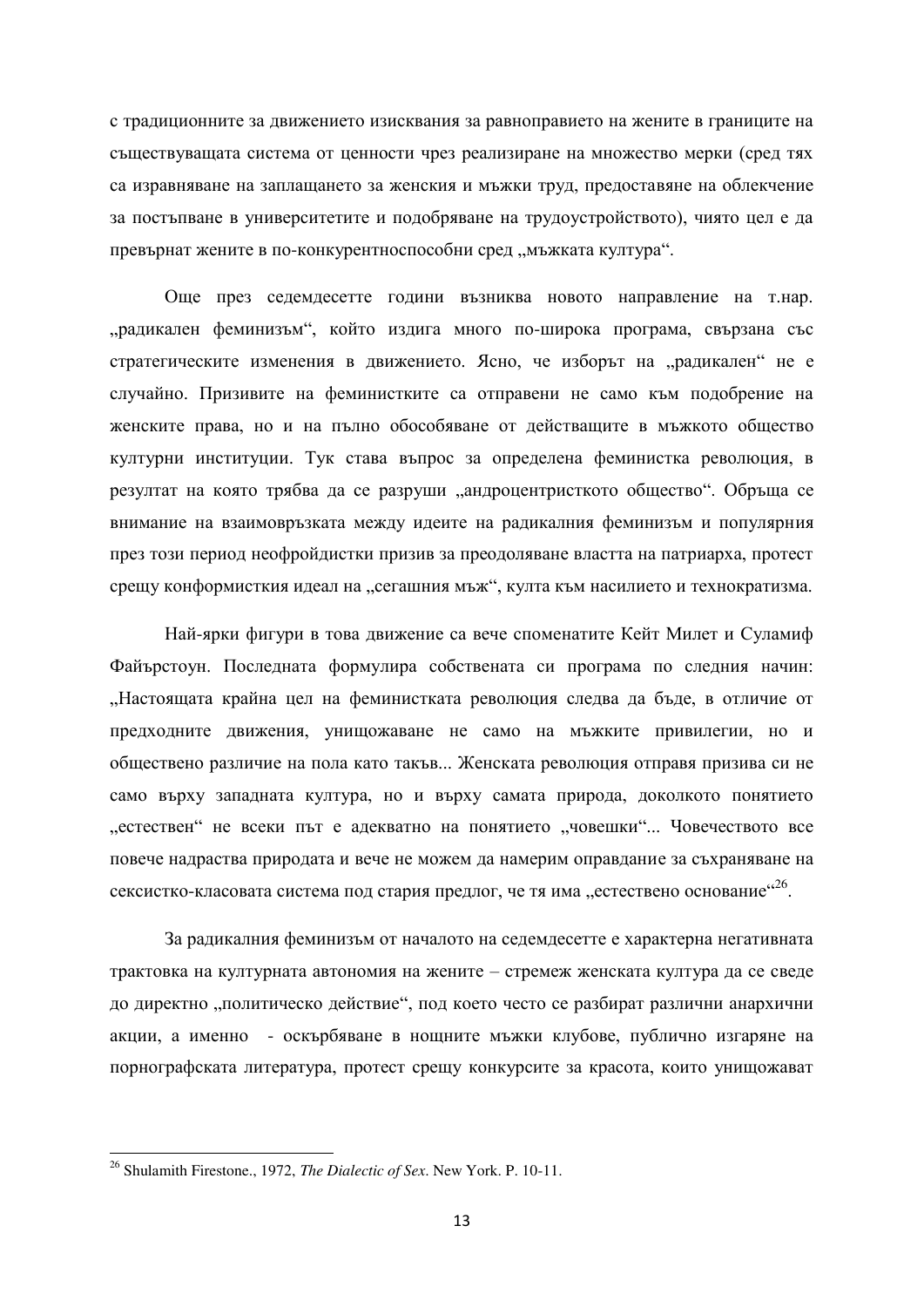с традиционните за движението изисквания за равноправието на жените в границите на съществуващата система от ценности чрез реализиране на множество мерки (сред тях са изравняване на заплащането за женския и мъжки труд, предоставяне на облекчение за постъпване в университетите и подобряване на трудоустройството), чиято цел е да превърнат жените в по-конкурентноспособни сред „мъжката култура“.

Още през седемдесетте години възниква новото направление на т.нар. „радикален феминизъм“, който издига много по-широка програма, свързана със стратегическите изменения в движението. Ясно, че изборът на „радикален“ не е случайно. Призивите на феминистките са отправени не само към подобрение на женските права, но и на пълно обособяване от действащите в мъжкото общество културни институции. Тук става въпрос за определена феминистка революция, в резултат на която трябва да се разруши „андроцентристкото общество“. Обръща се внимание на взаимовръзката между идеите на радикалния феминизъм и популярния през този период неофройдистки призив за преодоляване властта на патриарха, протест срещу конформисткия идеал на „сегашния мъж“, културата към насилието и технократизма.

Най-ярки фигури в това движение са вече споменатите Кейт Милет и Суламиф Файърстоун. Последната формулира собствената си програма по следния начин: „Настоящата крайна цел на феминистката революция следва да бъде, в отличие от предходните движения, унищожаване не само на мъжките привилегии, но и обществено различие на пола като такъв... Женската революция отправя призива си не само върху западната култура, но и върху самата природа, доколкото понятието „естествен“ не всеки път е адекватно на понятието „човешки“... Човечеството все повече надраства природата и вече не можем да намерим оправдание за съхраняване на сексистко-класовата система под стария предлог, че тя има „естествено основание“[26].

За радикалния феминизъм от началото на седемдесетте е характерна негативната трактовка на културната автономия на жените – стремеж женската култура да се сведе до директно „политическо действие“, под което често се разбират различни анархични акции, а именно - оскърбяване в нощните мъжки клубове, публично изгаряне на порнографската литература, протест срещу конкурсите за красота, които унищожават

---

[26] Shulamith Firestone., 1972, *The Dialectic of Sex*. New York. P. 10-11.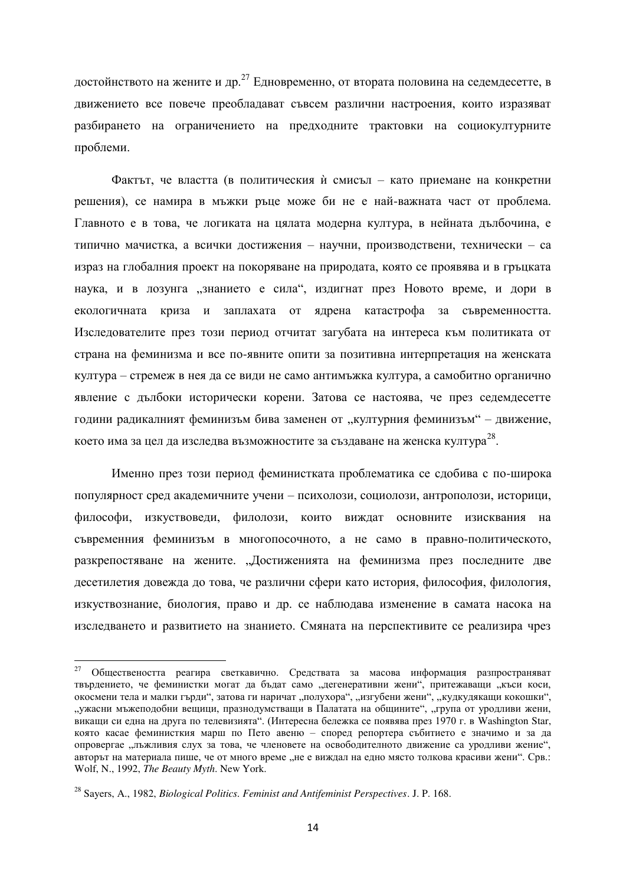достойнството на жените и др.[27] Едновременно, от втората половина на седемдесетте, в движението все повече преобладават съвсем различни настроения, които изразяват разбирането на ограничението на предходните трактовки на социокултурните проблеми.

Фактът, че властта (в политическия ѝ смисъл – като приемане на конкретни решения), се намира в мъжки ръце може би не е най-важната част от проблема. Главното е в това, че логиката на цялата модерна култура, в нейната дълбочина, е типично мачистка, а всички достижения – научни, производствени, технически – са израз на глобалния проект на покоряване на природата, която се проявява и в гръцката наука, и в лозунга „знанието е сила“, издигнат през Новото време, и дори в екологичната криза и заплахата от ядрена катастрофа за съвременността. Изследователите през този период отчитат загубата на интереса към политиката от страна на феминизма и все по-явните опити за позитивна интерпретация на женската култура – стремеж в нея да се види не само антимъжка култура, а самобитно органично явление с дълбоки исторически корени. Затова се настоява, че през седемдесетте години радикалният феминизъм бива заменен от „културния феминизъм“ – движение, което има за цел да изследва възможностите за създаване на женска култура[28].

Именно през този период феминистката проблематика се сдобива с по-широка популярност сред академичните учени – психолози, социолози, антрополози, историци, философи, изкуствоведи, филолози, които виждат основните изисквания на съвременния феминизъм в многопосочното, а не само в правно-политическото, разкрепостяване на жените. „Достиженията на феминизма през последните две десетилетия довежда до това, че различни сфери като история, философия, филология, изкуствознание, биология, право и др. се наблюдава изменение в самата насока на изследването и развитието на знанието. Смяната на перспективите се реализира чрез

---

[27] Обществеността реагира светкавично. Средствата за масова информация разпространяват твърдението, че феминистки могат да бъдат само „дегенеративни жени“, притежаващи „къси коси, окосмени тела и малки гърди“, затова ги наричат „полухора“, „изгубени жени“, „кудкудякащи кокошки“, „ужасни мъжеподобни вещици, празнодумстващи в Палатата на общините“, „група от уродливи жени, викащи си една на друга по телевизията“. (Интересна бележка се появява през 1970 г. в Washington Star, която касае феминисткия марш по Пето авеню – според репортера събитието е значимо и за да опровергае „лъжливия слух за това, че членовете на освободителното движение са уродливи жение“, авторът на материала пише, че от много време „не е виждал на едно място толкова красиви жени“. Срв.: Wolf, N., 1992, *The Beauty Myth*. New York.

[28] Sayers, A., 1982, *Biological Politics. Feminist and Antifeminist Perspectives*. J. P. 168.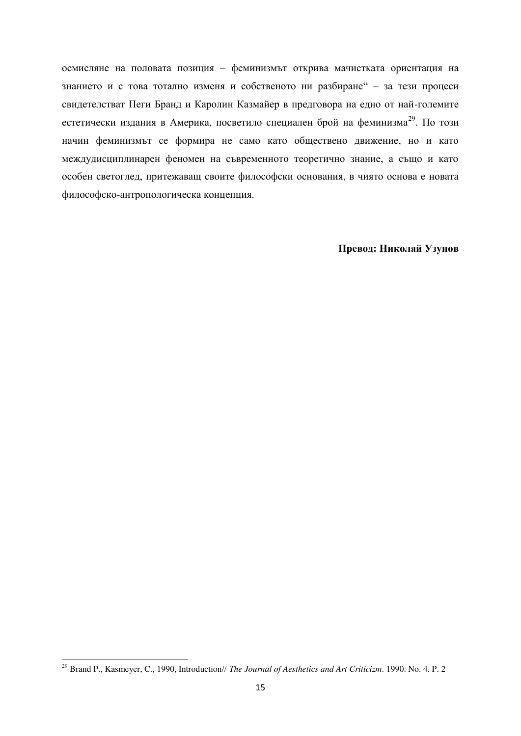осмисляне на половата позиция – феминизмът открива мачистката ориентация на знанието и с това тотално изменя и собственото ни разбиране“ – за тези процеси свидетелстват Пеги Бранд и Каролин Казмайер в предговора на едно от най-големите естетически издания в Америка, посветило специален брой на феминизма[29]. По този начин феминизмът се формира не само като обществено движение, но и като междудисциплинарен феномен на съвременното теоретично знание, а също и като особен светоглед, притежаващ своите философски основания, в чиято основа е новата философско-антропологическа концепция.

**Превод: Николай Узунов**

---

[29] Brand P., Kasmeyer, C., 1990, Introduction// *The Journal of Aesthetics and Art Criticizm*. 1990. No. 4. P. 2